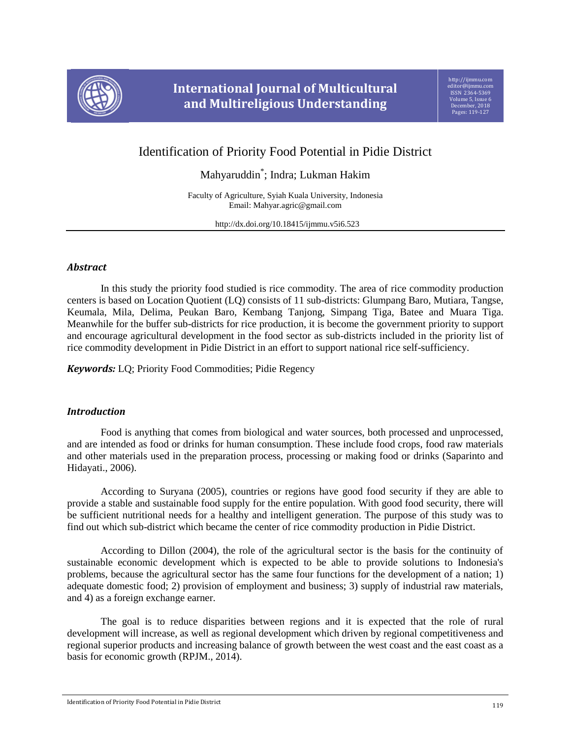# Identification of Priority Food Potential in Pidie District

Mahyaruddin[*]; Indra; Lukman Hakim

Faculty of Agriculture, Syiah Kuala University, Indonesia
Email: Mahyar.agric@gmail.com

http://dx.doi.org/10.18415/ijmmu.v5i6.523

## *Abstract*

In this study the priority food studied is rice commodity. The area of rice commodity production centers is based on Location Quotient (LQ) consists of 11 sub-districts: Glumpang Baro, Mutiara, Tangse, Keumala, Mila, Delima, Peukan Baro, Kembang Tanjong, Simpang Tiga, Batee and Muara Tiga. Meanwhile for the buffer sub-districts for rice production, it is become the government priority to support and encourage agricultural development in the food sector as sub-districts included in the priority list of rice commodity development in Pidie District in an effort to support national rice self-sufficiency.

***Keywords:*** LQ; Priority Food Commodities; Pidie Regency

## *Introduction*

Food is anything that comes from biological and water sources, both processed and unprocessed, and are intended as food or drinks for human consumption. These include food crops, food raw materials and other materials used in the preparation process, processing or making food or drinks (Saparinto and Hidayati., 2006).

According to Suryana (2005), countries or regions have good food security if they are able to provide a stable and sustainable food supply for the entire population. With good food security, there will be sufficient nutritional needs for a healthy and intelligent generation. The purpose of this study was to find out which sub-district which became the center of rice commodity production in Pidie District.

According to Dillon (2004), the role of the agricultural sector is the basis for the continuity of sustainable economic development which is expected to be able to provide solutions to Indonesia's problems, because the agricultural sector has the same four functions for the development of a nation; 1) adequate domestic food; 2) provision of employment and business; 3) supply of industrial raw materials, and 4) as a foreign exchange earner.

The goal is to reduce disparities between regions and it is expected that the role of rural development will increase, as well as regional development which driven by regional competitiveness and regional superior products and increasing balance of growth between the west coast and the east coast as a basis for economic growth (RPJM., 2014).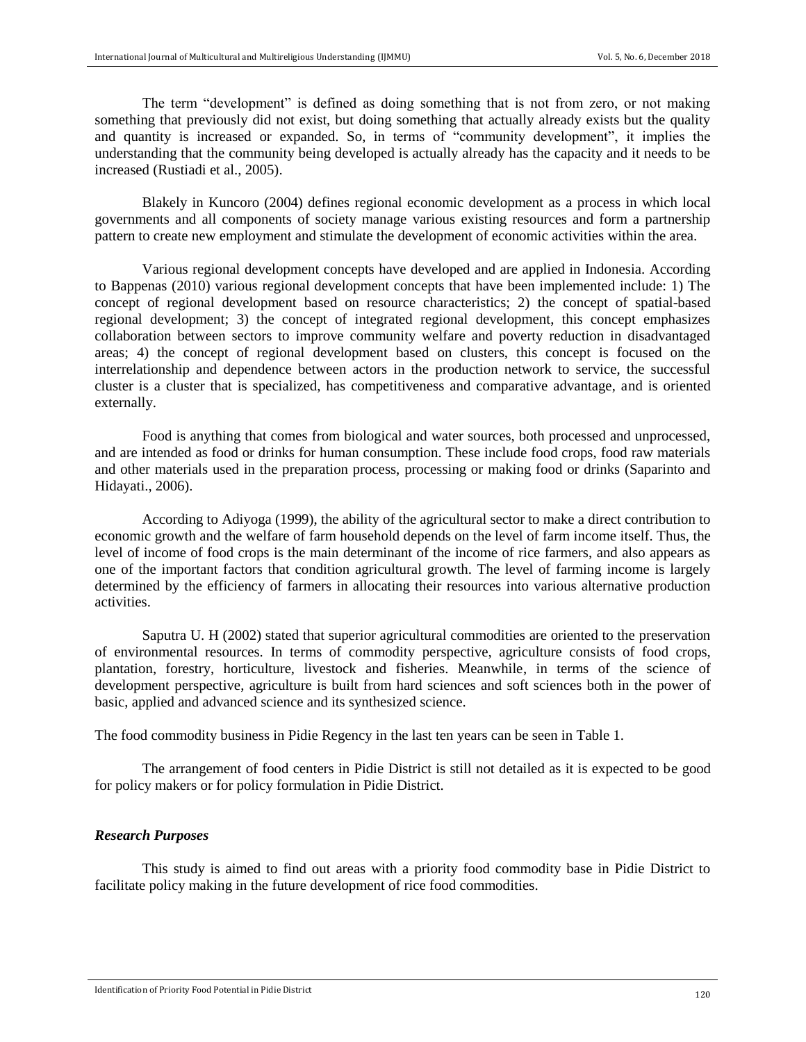The term "development" is defined as doing something that is not from zero, or not making something that previously did not exist, but doing something that actually already exists but the quality and quantity is increased or expanded. So, in terms of "community development", it implies the understanding that the community being developed is actually already has the capacity and it needs to be increased (Rustiadi et al., 2005).

Blakely in Kuncoro (2004) defines regional economic development as a process in which local governments and all components of society manage various existing resources and form a partnership pattern to create new employment and stimulate the development of economic activities within the area.

Various regional development concepts have developed and are applied in Indonesia. According to Bappenas (2010) various regional development concepts that have been implemented include: 1) The concept of regional development based on resource characteristics; 2) the concept of spatial-based regional development; 3) the concept of integrated regional development, this concept emphasizes collaboration between sectors to improve community welfare and poverty reduction in disadvantaged areas; 4) the concept of regional development based on clusters, this concept is focused on the interrelationship and dependence between actors in the production network to service, the successful cluster is a cluster that is specialized, has competitiveness and comparative advantage, and is oriented externally.

Food is anything that comes from biological and water sources, both processed and unprocessed, and are intended as food or drinks for human consumption. These include food crops, food raw materials and other materials used in the preparation process, processing or making food or drinks (Saparinto and Hidayati., 2006).

According to Adiyoga (1999), the ability of the agricultural sector to make a direct contribution to economic growth and the welfare of farm household depends on the level of farm income itself. Thus, the level of income of food crops is the main determinant of the income of rice farmers, and also appears as one of the important factors that condition agricultural growth. The level of farming income is largely determined by the efficiency of farmers in allocating their resources into various alternative production activities.

Saputra U. H (2002) stated that superior agricultural commodities are oriented to the preservation of environmental resources. In terms of commodity perspective, agriculture consists of food crops, plantation, forestry, horticulture, livestock and fisheries. Meanwhile, in terms of the science of development perspective, agriculture is built from hard sciences and soft sciences both in the power of basic, applied and advanced science and its synthesized science.

The food commodity business in Pidie Regency in the last ten years can be seen in Table 1.

The arrangement of food centers in Pidie District is still not detailed as it is expected to be good for policy makers or for policy formulation in Pidie District.

### *Research Purposes*

This study is aimed to find out areas with a priority food commodity base in Pidie District to facilitate policy making in the future development of rice food commodities.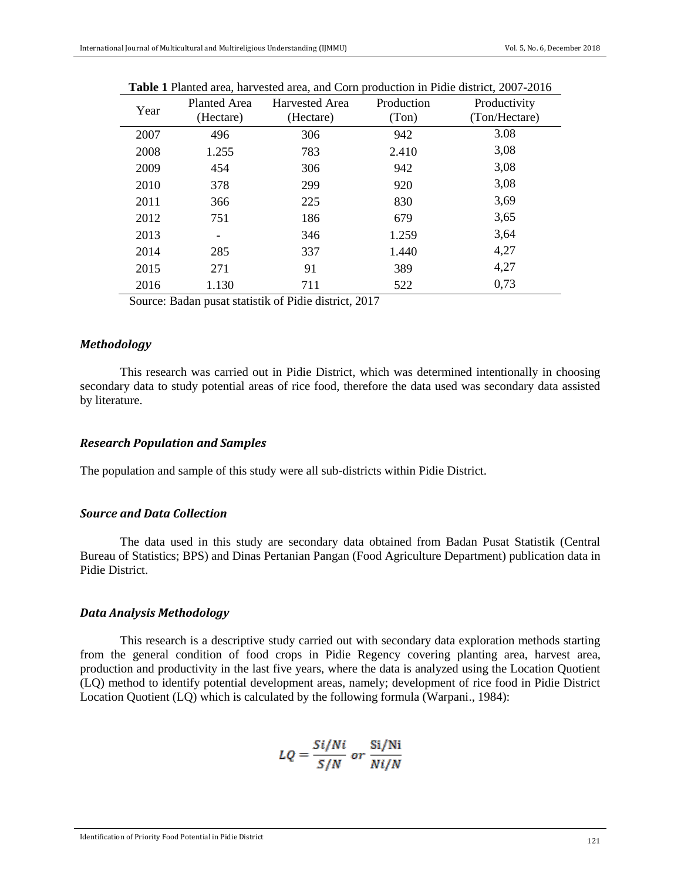**Table 1** Planted area, harvested area, and Corn production in Pidie district, 2007-2016

| Year | Planted Area (Hectare) | Harvested Area (Hectare) | Production (Ton) | Productivity (Ton/Hectare) |
|---|---|---|---|---|
| 2007 | 496 | 306 | 942 | 3.08 |
| 2008 | 1.255 | 783 | 2.410 | 3,08 |
| 2009 | 454 | 306 | 942 | 3,08 |
| 2010 | 378 | 299 | 920 | 3,08 |
| 2011 | 366 | 225 | 830 | 3,69 |
| 2012 | 751 | 186 | 679 | 3,65 |
| 2013 | - | 346 | 1.259 | 3,64 |
| 2014 | 285 | 337 | 1.440 | 4,27 |
| 2015 | 271 | 91 | 389 | 4,27 |
| 2016 | 1.130 | 711 | 522 | 0,73 |

Source: Badan pusat statistik of Pidie district, 2017

### *Methodology*

This research was carried out in Pidie District, which was determined intentionally in choosing secondary data to study potential areas of rice food, therefore the data used was secondary data assisted by literature.

### *Research Population and Samples*

The population and sample of this study were all sub-districts within Pidie District.

### *Source and Data Collection*

The data used in this study are secondary data obtained from Badan Pusat Statistik (Central Bureau of Statistics; BPS) and Dinas Pertanian Pangan (Food Agriculture Department) publication data in Pidie District.

### *Data Analysis Methodology*

This research is a descriptive study carried out with secondary data exploration methods starting from the general condition of food crops in Pidie Regency covering planting area, harvest area, production and productivity in the last five years, where the data is analyzed using the Location Quotient (LQ) method to identify potential development areas, namely; development of rice food in Pidie District Location Quotient (LQ) which is calculated by the following formula (Warpani., 1984):

$$LQ = \frac{Si/Ni}{S/N} \ or \ \frac{Si/Ni}{Ni/N}$$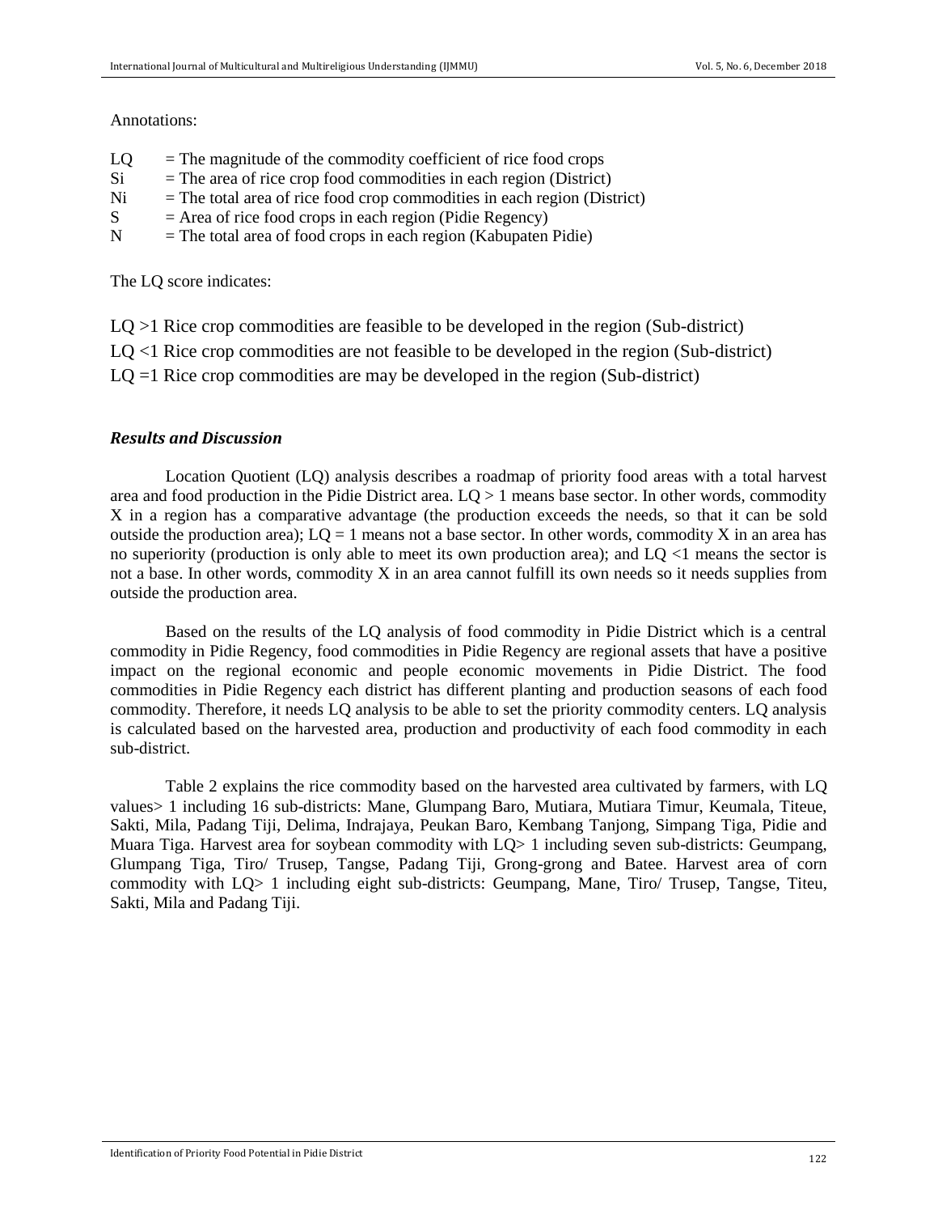Annotations:

LQ = The magnitude of the commodity coefficient of rice food crops
Si = The area of rice crop food commodities in each region (District)
Ni = The total area of rice food crop commodities in each region (District)
S = Area of rice food crops in each region (Pidie Regency)
N = The total area of food crops in each region (Kabupaten Pidie)

The LQ score indicates:

LQ >1 Rice crop commodities are feasible to be developed in the region (Sub-district)
LQ <1 Rice crop commodities are not feasible to be developed in the region (Sub-district)
LQ =1 Rice crop commodities are may be developed in the region (Sub-district)

### *Results and Discussion*

Location Quotient (LQ) analysis describes a roadmap of priority food areas with a total harvest area and food production in the Pidie District area. LQ > 1 means base sector. In other words, commodity X in a region has a comparative advantage (the production exceeds the needs, so that it can be sold outside the production area); LQ = 1 means not a base sector. In other words, commodity X in an area has no superiority (production is only able to meet its own production area); and LQ <1 means the sector is not a base. In other words, commodity X in an area cannot fulfill its own needs so it needs supplies from outside the production area.

Based on the results of the LQ analysis of food commodity in Pidie District which is a central commodity in Pidie Regency, food commodities in Pidie Regency are regional assets that have a positive impact on the regional economic and people economic movements in Pidie District. The food commodities in Pidie Regency each district has different planting and production seasons of each food commodity. Therefore, it needs LQ analysis to be able to set the priority commodity centers. LQ analysis is calculated based on the harvested area, production and productivity of each food commodity in each sub-district.

Table 2 explains the rice commodity based on the harvested area cultivated by farmers, with LQ values> 1 including 16 sub-districts: Mane, Glumpang Baro, Mutiara, Mutiara Timur, Keumala, Titeue, Sakti, Mila, Padang Tiji, Delima, Indrajaya, Peukan Baro, Kembang Tanjong, Simpang Tiga, Pidie and Muara Tiga. Harvest area for soybean commodity with LQ> 1 including seven sub-districts: Geumpang, Glumpang Tiga, Tiro/ Trusep, Tangse, Padang Tiji, Grong-grong and Batee. Harvest area of corn commodity with LQ> 1 including eight sub-districts: Geumpang, Mane, Tiro/ Trusep, Tangse, Titeu, Sakti, Mila and Padang Tiji.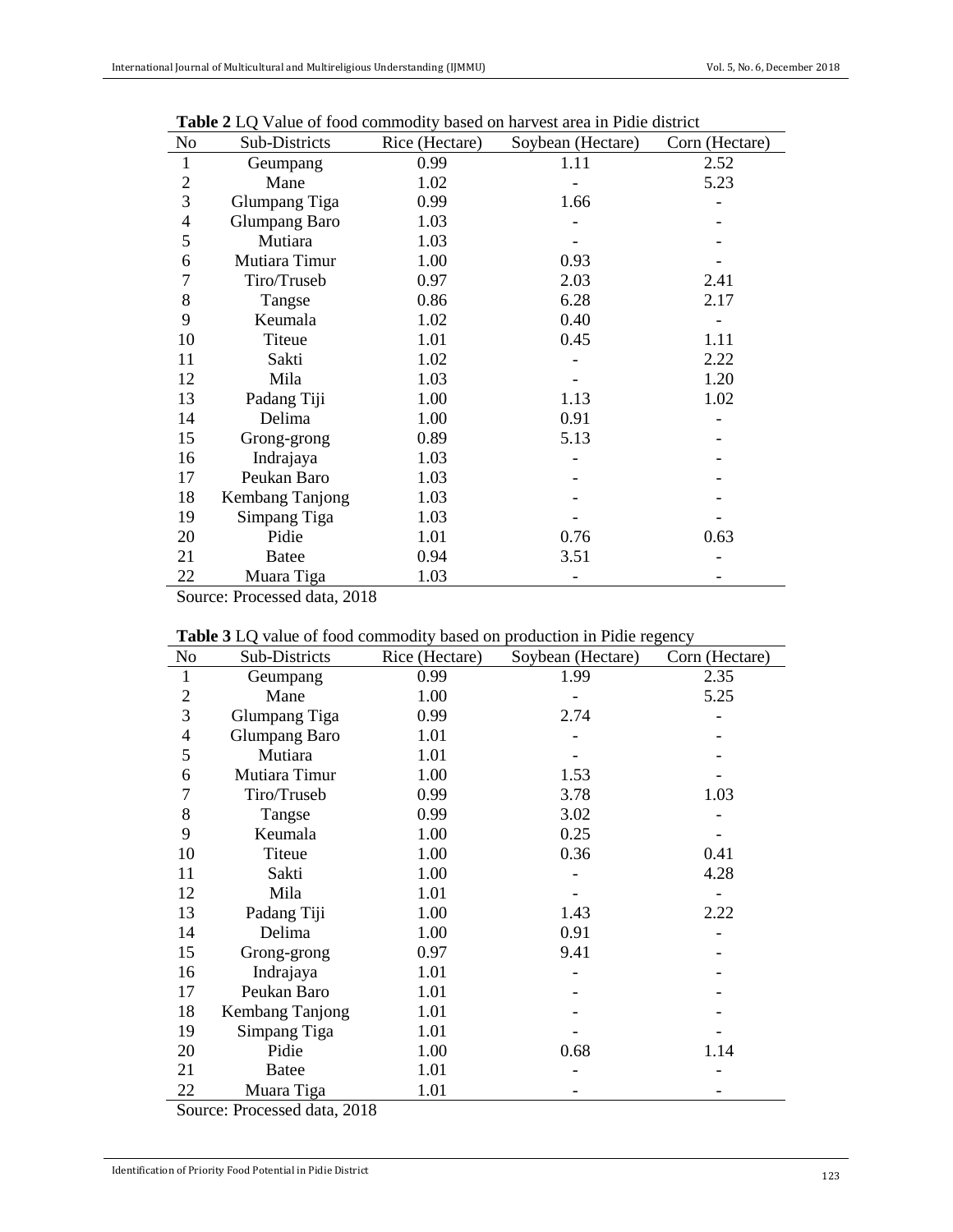**Table 2** LQ Value of food commodity based on harvest area in Pidie district

| No | Sub-Districts | Rice (Hectare) | Soybean (Hectare) | Corn (Hectare) |
|---|---|---|---|---|
| 1 | Geumpang | 0.99 | 1.11 | 2.52 |
| 2 | Mane | 1.02 | - | 5.23 |
| 3 | Glumpang Tiga | 0.99 | 1.66 | - |
| 4 | Glumpang Baro | 1.03 | - | - |
| 5 | Mutiara | 1.03 | - | - |
| 6 | Mutiara Timur | 1.00 | 0.93 | - |
| 7 | Tiro/Truseb | 0.97 | 2.03 | 2.41 |
| 8 | Tangse | 0.86 | 6.28 | 2.17 |
| 9 | Keumala | 1.02 | 0.40 | - |
| 10 | Titeue | 1.01 | 0.45 | 1.11 |
| 11 | Sakti | 1.02 | - | 2.22 |
| 12 | Mila | 1.03 | - | 1.20 |
| 13 | Padang Tiji | 1.00 | 1.13 | 1.02 |
| 14 | Delima | 1.00 | 0.91 | - |
| 15 | Grong-grong | 0.89 | 5.13 | - |
| 16 | Indrajaya | 1.03 | - | - |
| 17 | Peukan Baro | 1.03 | - | - |
| 18 | Kembang Tanjong | 1.03 | - | - |
| 19 | Simpang Tiga | 1.03 | - | - |
| 20 | Pidie | 1.01 | 0.76 | 0.63 |
| 21 | Batee | 0.94 | 3.51 | - |
| 22 | Muara Tiga | 1.03 | - | - |

Source: Processed data, 2018

**Table 3** LQ value of food commodity based on production in Pidie regency

| No | Sub-Districts | Rice (Hectare) | Soybean (Hectare) | Corn (Hectare) |
|---|---|---|---|---|
| 1 | Geumpang | 0.99 | 1.99 | 2.35 |
| 2 | Mane | 1.00 | - | 5.25 |
| 3 | Glumpang Tiga | 0.99 | 2.74 | - |
| 4 | Glumpang Baro | 1.01 | - | - |
| 5 | Mutiara | 1.01 | - | - |
| 6 | Mutiara Timur | 1.00 | 1.53 | - |
| 7 | Tiro/Truseb | 0.99 | 3.78 | 1.03 |
| 8 | Tangse | 0.99 | 3.02 | - |
| 9 | Keumala | 1.00 | 0.25 | - |
| 10 | Titeue | 1.00 | 0.36 | 0.41 |
| 11 | Sakti | 1.00 | - | 4.28 |
| 12 | Mila | 1.01 | - | - |
| 13 | Padang Tiji | 1.00 | 1.43 | 2.22 |
| 14 | Delima | 1.00 | 0.91 | - |
| 15 | Grong-grong | 0.97 | 9.41 | - |
| 16 | Indrajaya | 1.01 | - | - |
| 17 | Peukan Baro | 1.01 | - | - |
| 18 | Kembang Tanjong | 1.01 | - | - |
| 19 | Simpang Tiga | 1.01 | - | - |
| 20 | Pidie | 1.00 | 0.68 | 1.14 |
| 21 | Batee | 1.01 | - | - |
| 22 | Muara Tiga | 1.01 | - | - |

Source: Processed data, 2018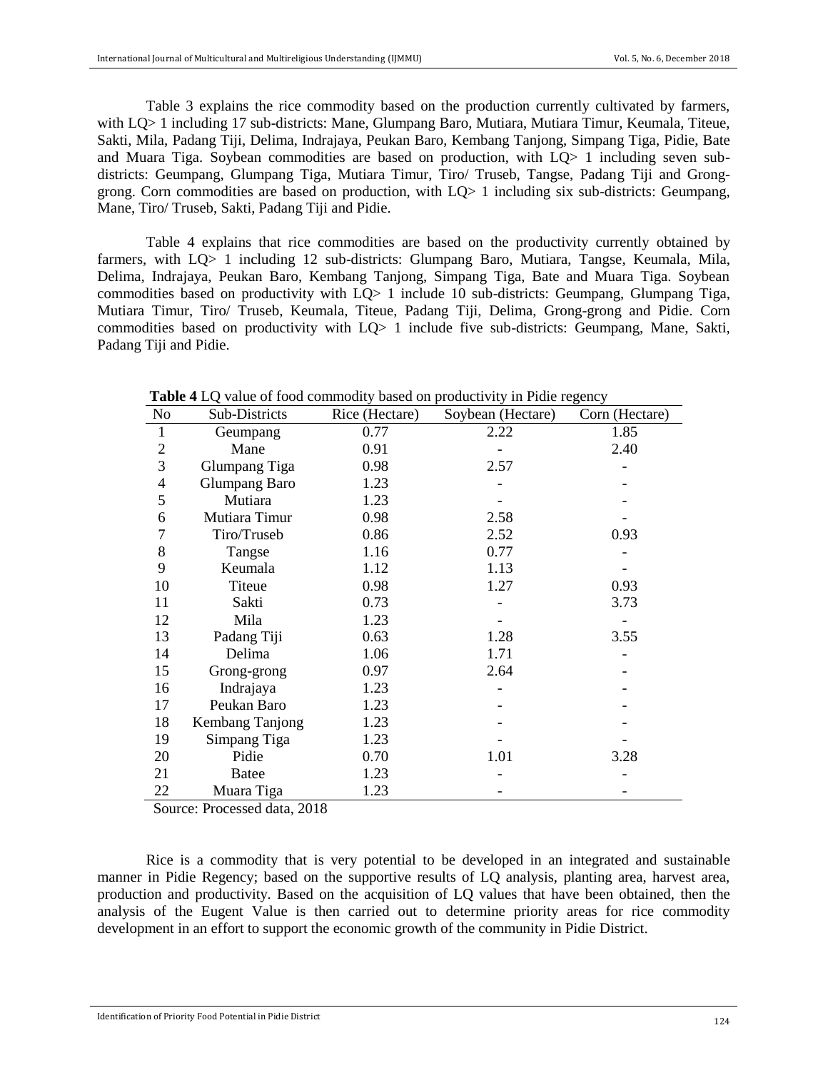Table 3 explains the rice commodity based on the production currently cultivated by farmers, with LQ> 1 including 17 sub-districts: Mane, Glumpang Baro, Mutiara, Mutiara Timur, Keumala, Titeue, Sakti, Mila, Padang Tiji, Delima, Indrajaya, Peukan Baro, Kembang Tanjong, Simpang Tiga, Pidie, Bate and Muara Tiga. Soybean commodities are based on production, with LQ> 1 including seven sub-districts: Geumpang, Glumpang Tiga, Mutiara Timur, Tiro/ Truseb, Tangse, Padang Tiji and Grong-grong. Corn commodities are based on production, with LQ> 1 including six sub-districts: Geumpang, Mane, Tiro/ Truseb, Sakti, Padang Tiji and Pidie.

Table 4 explains that rice commodities are based on the productivity currently obtained by farmers, with LQ> 1 including 12 sub-districts: Glumpang Baro, Mutiara, Tangse, Keumala, Mila, Delima, Indrajaya, Peukan Baro, Kembang Tanjong, Simpang Tiga, Bate and Muara Tiga. Soybean commodities based on productivity with LQ> 1 include 10 sub-districts: Geumpang, Glumpang Tiga, Mutiara Timur, Tiro/ Truseb, Keumala, Titeue, Padang Tiji, Delima, Grong-grong and Pidie. Corn commodities based on productivity with LQ> 1 include five sub-districts: Geumpang, Mane, Sakti, Padang Tiji and Pidie.

**Table 4** LQ value of food commodity based on productivity in Pidie regency

| No | Sub-Districts | Rice (Hectare) | Soybean (Hectare) | Corn (Hectare) |
|---|---|---|---|---|
| 1 | Geumpang | 0.77 | 2.22 | 1.85 |
| 2 | Mane | 0.91 | - | 2.40 |
| 3 | Glumpang Tiga | 0.98 | 2.57 | - |
| 4 | Glumpang Baro | 1.23 | - | - |
| 5 | Mutiara | 1.23 | - | - |
| 6 | Mutiara Timur | 0.98 | 2.58 | - |
| 7 | Tiro/Truseb | 0.86 | 2.52 | 0.93 |
| 8 | Tangse | 1.16 | 0.77 | - |
| 9 | Keumala | 1.12 | 1.13 | - |
| 10 | Titeue | 0.98 | 1.27 | 0.93 |
| 11 | Sakti | 0.73 | - | 3.73 |
| 12 | Mila | 1.23 | - | - |
| 13 | Padang Tiji | 0.63 | 1.28 | 3.55 |
| 14 | Delima | 1.06 | 1.71 | - |
| 15 | Grong-grong | 0.97 | 2.64 | - |
| 16 | Indrajaya | 1.23 | - | - |
| 17 | Peukan Baro | 1.23 | - | - |
| 18 | Kembang Tanjong | 1.23 | - | - |
| 19 | Simpang Tiga | 1.23 | - | - |
| 20 | Pidie | 0.70 | 1.01 | 3.28 |
| 21 | Batee | 1.23 | - | - |
| 22 | Muara Tiga | 1.23 | - | - |

Source: Processed data, 2018

Rice is a commodity that is very potential to be developed in an integrated and sustainable manner in Pidie Regency; based on the supportive results of LQ analysis, planting area, harvest area, production and productivity. Based on the acquisition of LQ values that have been obtained, then the analysis of the Eugent Value is then carried out to determine priority areas for rice commodity development in an effort to support the economic growth of the community in Pidie District.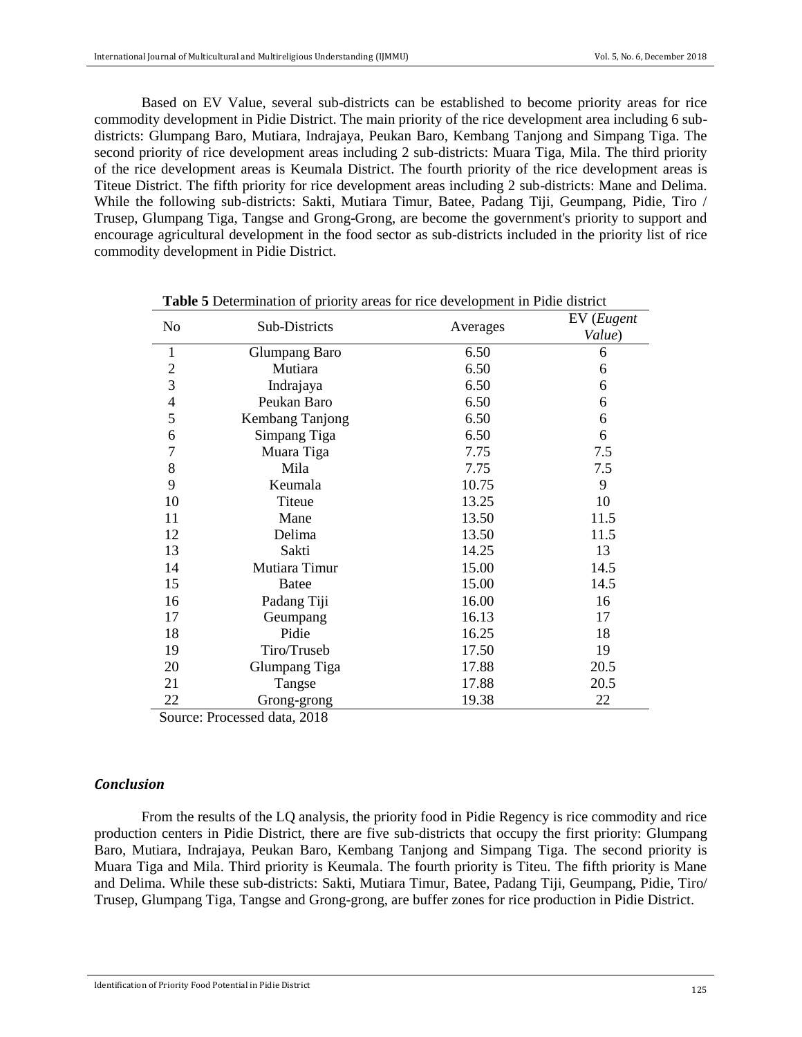Based on EV Value, several sub-districts can be established to become priority areas for rice commodity development in Pidie District. The main priority of the rice development area including 6 sub-districts: Glumpang Baro, Mutiara, Indrajaya, Peukan Baro, Kembang Tanjong and Simpang Tiga. The second priority of rice development areas including 2 sub-districts: Muara Tiga, Mila. The third priority of the rice development areas is Keumala District. The fourth priority of the rice development areas is Titeue District. The fifth priority for rice development areas including 2 sub-districts: Mane and Delima. While the following sub-districts: Sakti, Mutiara Timur, Batee, Padang Tiji, Geumpang, Pidie, Tiro / Trusep, Glumpang Tiga, Tangse and Grong-Grong, are become the government's priority to support and encourage agricultural development in the food sector as sub-districts included in the priority list of rice commodity development in Pidie District.

**Table 5** Determination of priority areas for rice development in Pidie district

| No | Sub-Districts | Averages | EV (*Eugent Value*) |
|---|---|---|---|
| 1 | Glumpang Baro | 6.50 | 6 |
| 2 | Mutiara | 6.50 | 6 |
| 3 | Indrajaya | 6.50 | 6 |
| 4 | Peukan Baro | 6.50 | 6 |
| 5 | Kembang Tanjong | 6.50 | 6 |
| 6 | Simpang Tiga | 6.50 | 6 |
| 7 | Muara Tiga | 7.75 | 7.5 |
| 8 | Mila | 7.75 | 7.5 |
| 9 | Keumala | 10.75 | 9 |
| 10 | Titeue | 13.25 | 10 |
| 11 | Mane | 13.50 | 11.5 |
| 12 | Delima | 13.50 | 11.5 |
| 13 | Sakti | 14.25 | 13 |
| 14 | Mutiara Timur | 15.00 | 14.5 |
| 15 | Batee | 15.00 | 14.5 |
| 16 | Padang Tiji | 16.00 | 16 |
| 17 | Geumpang | 16.13 | 17 |
| 18 | Pidie | 16.25 | 18 |
| 19 | Tiro/Truseb | 17.50 | 19 |
| 20 | Glumpang Tiga | 17.88 | 20.5 |
| 21 | Tangse | 17.88 | 20.5 |
| 22 | Grong-grong | 19.38 | 22 |

Source: Processed data, 2018

### *Conclusion*

From the results of the LQ analysis, the priority food in Pidie Regency is rice commodity and rice production centers in Pidie District, there are five sub-districts that occupy the first priority: Glumpang Baro, Mutiara, Indrajaya, Peukan Baro, Kembang Tanjong and Simpang Tiga. The second priority is Muara Tiga and Mila. Third priority is Keumala. The fourth priority is Titeu. The fifth priority is Mane and Delima. While these sub-districts: Sakti, Mutiara Timur, Batee, Padang Tiji, Geumpang, Pidie, Tiro/ Trusep, Glumpang Tiga, Tangse and Grong-grong, are buffer zones for rice production in Pidie District.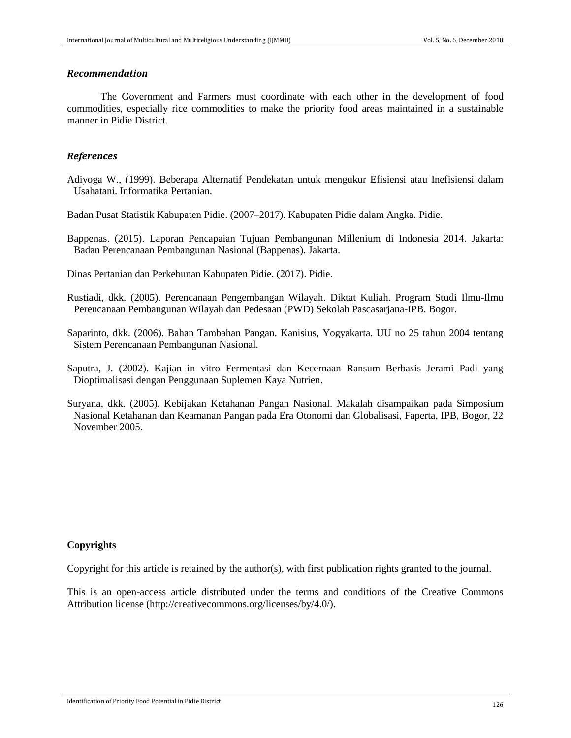### *Recommendation*

The Government and Farmers must coordinate with each other in the development of food commodities, especially rice commodities to make the priority food areas maintained in a sustainable manner in Pidie District.

### *References*

Adiyoga W., (1999). Beberapa Alternatif Pendekatan untuk mengukur Efisiensi atau Inefisiensi dalam Usahatani. Informatika Pertanian.

Badan Pusat Statistik Kabupaten Pidie. (2007–2017). Kabupaten Pidie dalam Angka. Pidie.

Bappenas. (2015). Laporan Pencapaian Tujuan Pembangunan Millenium di Indonesia 2014. Jakarta: Badan Perencanaan Pembangunan Nasional (Bappenas). Jakarta.

Dinas Pertanian dan Perkebunan Kabupaten Pidie. (2017). Pidie.

Rustiadi, dkk. (2005). Perencanaan Pengembangan Wilayah. Diktat Kuliah. Program Studi Ilmu-Ilmu Perencanaan Pembangunan Wilayah dan Pedesaan (PWD) Sekolah Pascasarjana-IPB. Bogor.

Saparinto, dkk. (2006). Bahan Tambahan Pangan. Kanisius, Yogyakarta. UU no 25 tahun 2004 tentang Sistem Perencanaan Pembangunan Nasional.

Saputra, J. (2002). Kajian in vitro Fermentasi dan Kecernaan Ransum Berbasis Jerami Padi yang Dioptimalisasi dengan Penggunaan Suplemen Kaya Nutrien.

Suryana, dkk. (2005). Kebijakan Ketahanan Pangan Nasional. Makalah disampaikan pada Simposium Nasional Ketahanan dan Keamanan Pangan pada Era Otonomi dan Globalisasi, Faperta, IPB, Bogor, 22 November 2005.

**Copyrights**

Copyright for this article is retained by the author(s), with first publication rights granted to the journal.

This is an open-access article distributed under the terms and conditions of the Creative Commons Attribution license (http://creativecommons.org/licenses/by/4.0/).